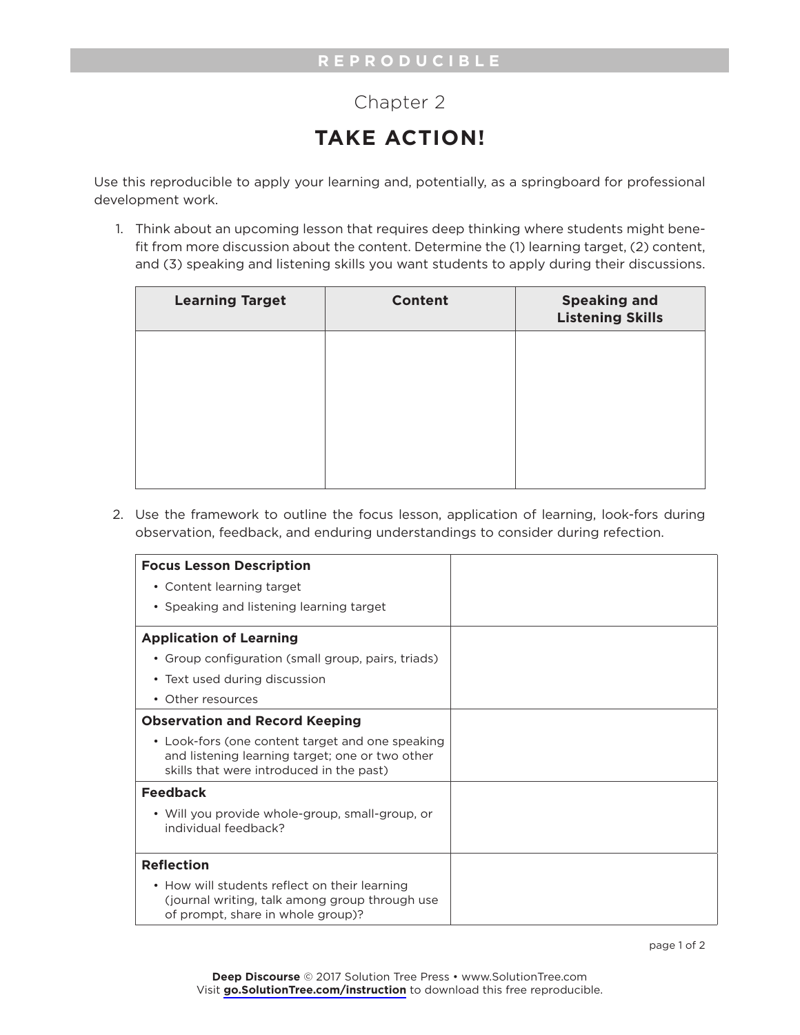REPRODUCIBLE

## Chapter 2

# TAKE ACTION!

Use this reproducible to apply your learning and, potentially, as a springboard for professional development work.

1. Think about an upcoming lesson that requires deep thinking where students might benefit from more discussion about the content. Determine the (1) learning target, (2) content, and (3) speaking and listening skills you want students to apply during their discussions.

| Learning Target | Content | Speaking and Listening Skills |
|---|---|---|
| | | |

2. Use the framework to outline the focus lesson, application of learning, look-fors during observation, feedback, and enduring understandings to consider during refection.

| | |
|---|---|
| **Focus Lesson Description**<br>• Content learning target<br>• Speaking and listening learning target | |
| **Application of Learning**<br>• Group configuration (small group, pairs, triads)<br>• Text used during discussion<br>• Other resources | |
| **Observation and Record Keeping**<br>• Look-fors (one content target and one speaking and listening learning target; one or two other skills that were introduced in the past) | |
| **Feedback**<br>• Will you provide whole-group, small-group, or individual feedback? | |
| **Reflection**<br>• How will students reflect on their learning (journal writing, talk among group through use of prompt, share in whole group)? | |

**Deep Discourse** © 2017 Solution Tree Press • www.SolutionTree.com
Visit **go.SolutionTree.com/instruction** to download this free reproducible.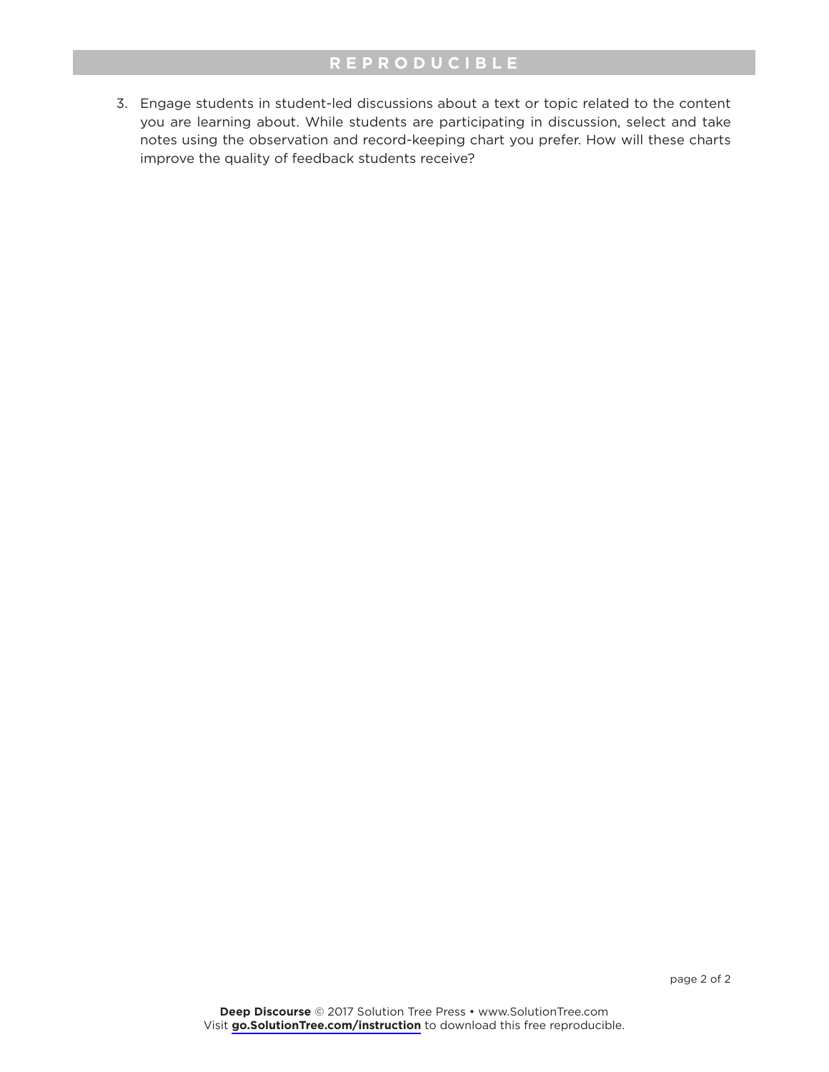3. Engage students in student-led discussions about a text or topic related to the content you are learning about. While students are participating in discussion, select and take notes using the observation and record-keeping chart you prefer. How will these charts improve the quality of feedback students receive?